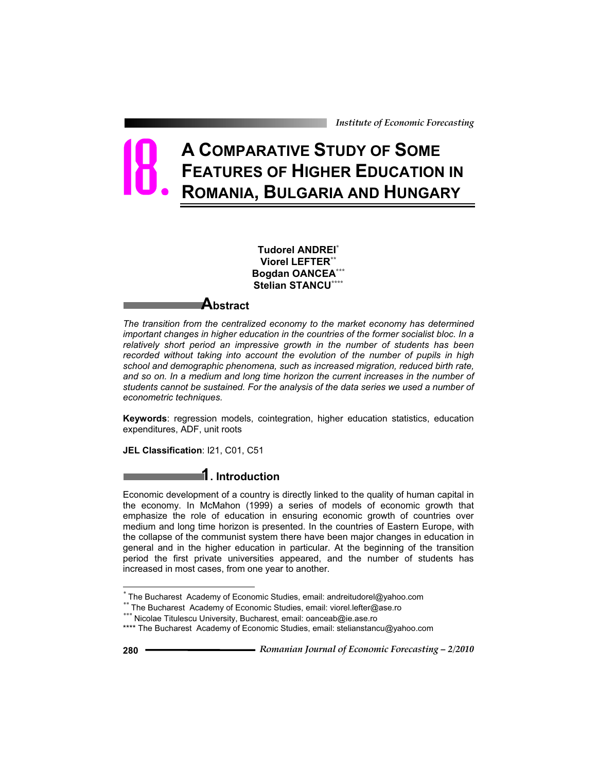# 18. A Comparative Study of Some Features of Higher Education in Romania, Bulgaria and Hungary

**Tudorel ANDREI**[*]
**Viorel LEFTER**[**]
**Bogdan OANCEA**[***]
**Stelian STANCU**[****]

## Abstract

*The transition from the centralized economy to the market economy has determined important changes in higher education in the countries of the former socialist bloc. In a relatively short period an impressive growth in the number of students has been recorded without taking into account the evolution of the number of pupils in high school and demographic phenomena, such as increased migration, reduced birth rate, and so on. In a medium and long time horizon the current increases in the number of students cannot be sustained. For the analysis of the data series we used a number of econometric techniques.*

**Keywords**: regression models, cointegration, higher education statistics, education expenditures, ADF, unit roots

**JEL Classification**: I21, C01, C51

## 1. Introduction

Economic development of a country is directly linked to the quality of human capital in the economy. In McMahon (1999) a series of models of economic growth that emphasize the role of education in ensuring economic growth of countries over medium and long time horizon is presented. In the countries of Eastern Europe, with the collapse of the communist system there have been major changes in education in general and in the higher education in particular. At the beginning of the transition period the first private universities appeared, and the number of students has increased in most cases, from one year to another.

---

[*] The Bucharest Academy of Economic Studies, email: andreitudorel@yahoo.com

[**] The Bucharest Academy of Economic Studies, email: viorel.lefter@ase.ro

[***] Nicolae Titulescu University, Bucharest, email: oanceab@ie.ase.ro

[****] The Bucharest Academy of Economic Studies, email: stelianstancu@yahoo.com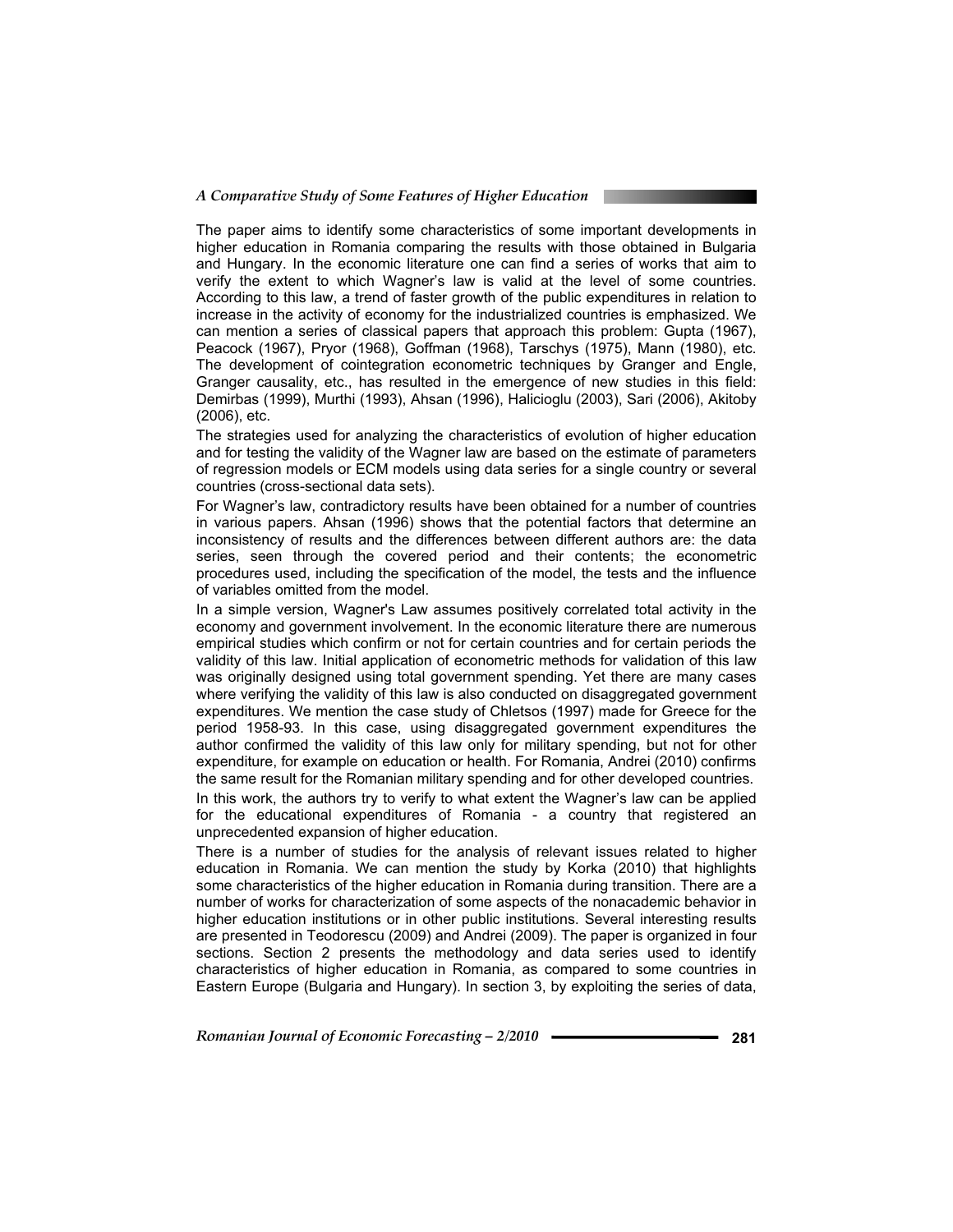The paper aims to identify some characteristics of some important developments in higher education in Romania comparing the results with those obtained in Bulgaria and Hungary. In the economic literature one can find a series of works that aim to verify the extent to which Wagner's law is valid at the level of some countries. According to this law, a trend of faster growth of the public expenditures in relation to increase in the activity of economy for the industrialized countries is emphasized. We can mention a series of classical papers that approach this problem: Gupta (1967), Peacock (1967), Pryor (1968), Goffman (1968), Tarschys (1975), Mann (1980), etc. The development of cointegration econometric techniques by Granger and Engle, Granger causality, etc., has resulted in the emergence of new studies in this field: Demirbas (1999), Murthi (1993), Ahsan (1996), Halicioglu (2003), Sari (2006), Akitoby (2006), etc.

The strategies used for analyzing the characteristics of evolution of higher education and for testing the validity of the Wagner law are based on the estimate of parameters of regression models or ECM models using data series for a single country or several countries (cross-sectional data sets).

For Wagner's law, contradictory results have been obtained for a number of countries in various papers. Ahsan (1996) shows that the potential factors that determine an inconsistency of results and the differences between different authors are: the data series, seen through the covered period and their contents; the econometric procedures used, including the specification of the model, the tests and the influence of variables omitted from the model.

In a simple version, Wagner's Law assumes positively correlated total activity in the economy and government involvement. In the economic literature there are numerous empirical studies which confirm or not for certain countries and for certain periods the validity of this law. Initial application of econometric methods for validation of this law was originally designed using total government spending. Yet there are many cases where verifying the validity of this law is also conducted on disaggregated government expenditures. We mention the case study of Chletsos (1997) made for Greece for the period 1958-93. In this case, using disaggregated government expenditures the author confirmed the validity of this law only for military spending, but not for other expenditure, for example on education or health. For Romania, Andrei (2010) confirms the same result for the Romanian military spending and for other developed countries.

In this work, the authors try to verify to what extent the Wagner's law can be applied for the educational expenditures of Romania - a country that registered an unprecedented expansion of higher education.

There is a number of studies for the analysis of relevant issues related to higher education in Romania. We can mention the study by Korka (2010) that highlights some characteristics of the higher education in Romania during transition. There are a number of works for characterization of some aspects of the nonacademic behavior in higher education institutions or in other public institutions. Several interesting results are presented in Teodorescu (2009) and Andrei (2009). The paper is organized in four sections. Section 2 presents the methodology and data series used to identify characteristics of higher education in Romania, as compared to some countries in Eastern Europe (Bulgaria and Hungary). In section 3, by exploiting the series of data,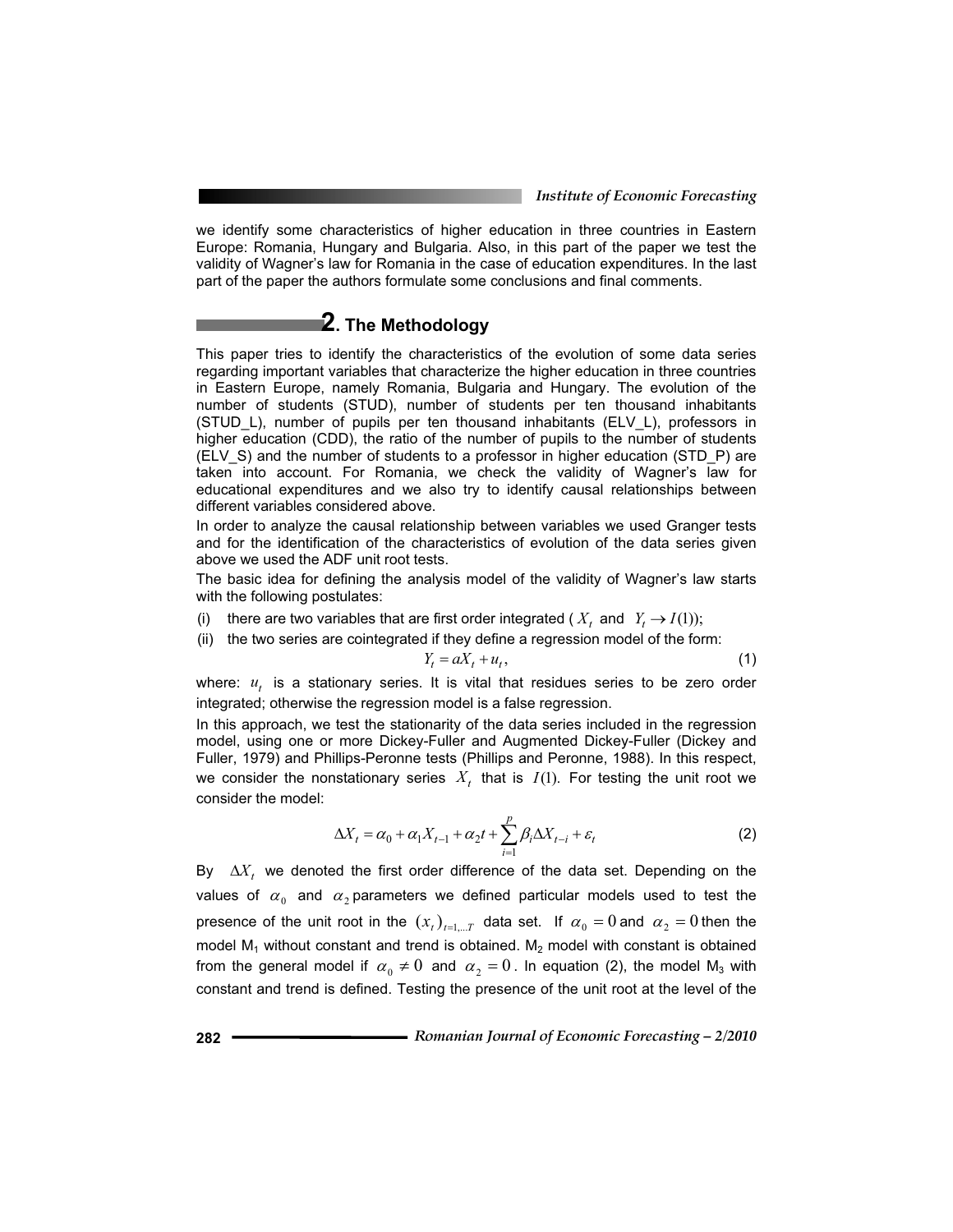we identify some characteristics of higher education in three countries in Eastern Europe: Romania, Hungary and Bulgaria. Also, in this part of the paper we test the validity of Wagner's law for Romania in the case of education expenditures. In the last part of the paper the authors formulate some conclusions and final comments.

## 2. The Methodology

This paper tries to identify the characteristics of the evolution of some data series regarding important variables that characterize the higher education in three countries in Eastern Europe, namely Romania, Bulgaria and Hungary. The evolution of the number of students (STUD), number of students per ten thousand inhabitants (STUD_L), number of pupils per ten thousand inhabitants (ELV_L), professors in higher education (CDD), the ratio of the number of pupils to the number of students (ELV_S) and the number of students to a professor in higher education (STD_P) are taken into account. For Romania, we check the validity of Wagner's law for educational expenditures and we also try to identify causal relationships between different variables considered above.

In order to analyze the causal relationship between variables we used Granger tests and for the identification of the characteristics of evolution of the data series given above we used the ADF unit root tests.

The basic idea for defining the analysis model of the validity of Wagner's law starts with the following postulates:

(i) there are two variables that are first order integrated ( $X_t$ and $Y_t \to I(1)$);

(ii) the two series are cointegrated if they define a regression model of the form:

$$Y_t = aX_t + u_t, \tag{1}$$

where: $u_t$ is a stationary series. It is vital that residues series to be zero order integrated; otherwise the regression model is a false regression.

In this approach, we test the stationarity of the data series included in the regression model, using one or more Dickey-Fuller and Augmented Dickey-Fuller (Dickey and Fuller, 1979) and Phillips-Peronne tests (Phillips and Peronne, 1988). In this respect, we consider the nonstationary series $X_t$ that is $I(1)$. For testing the unit root we consider the model:

$$\Delta X_t = \alpha_0 + \alpha_1 X_{t-1} + \alpha_2 t + \sum_{i=1}^{p} \beta_i \Delta X_{t-i} + \varepsilon_t \tag{2}$$

By $\Delta X_t$ we denoted the first order difference of the data set. Depending on the values of $\alpha_0$ and $\alpha_2$ parameters we defined particular models used to test the presence of the unit root in the $(x_t)_{t=1,...T}$ data set. If $\alpha_0 = 0$ and $\alpha_2 = 0$ then the model $M_1$ without constant and trend is obtained. $M_2$ model with constant is obtained from the general model if $\alpha_0 \neq 0$ and $\alpha_2 = 0$. In equation (2), the model $M_3$ with constant and trend is defined. Testing the presence of the unit root at the level of the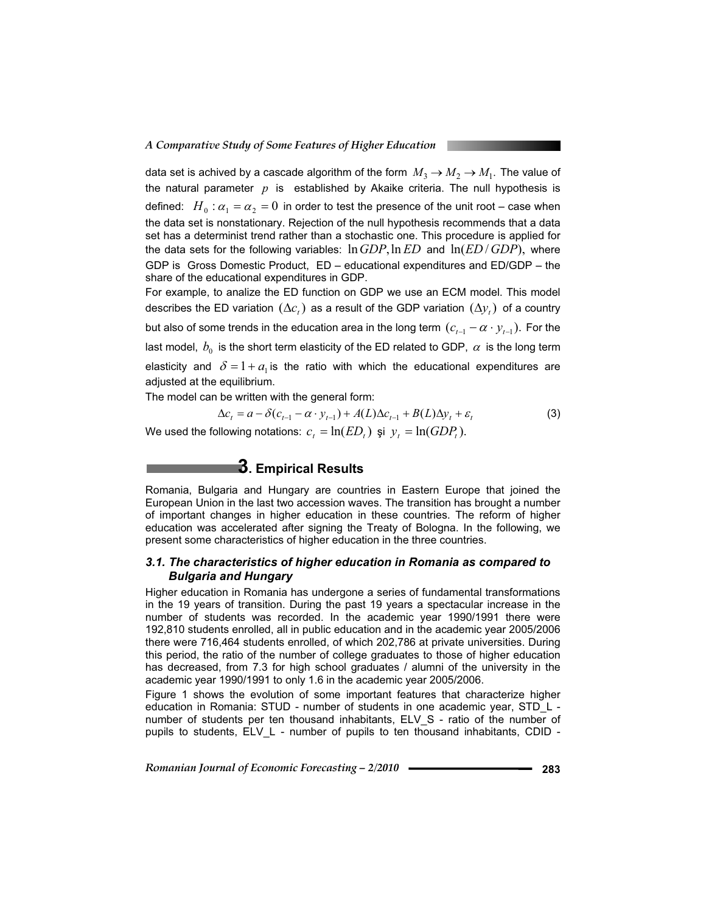data set is achived by a cascade algorithm of the form $M_3 \rightarrow M_2 \rightarrow M_1$. The value of the natural parameter $p$ is established by Akaike criteria. The null hypothesis is defined: $H_0 : \alpha_1 = \alpha_2 = 0$ in order to test the presence of the unit root – case when the data set is nonstationary. Rejection of the null hypothesis recommends that a data set has a determinist trend rather than a stochastic one. This procedure is applied for the data sets for the following variables: $\ln GDP, \ln ED$ and $\ln(ED/GDP)$, where GDP is Gross Domestic Product, ED – educational expenditures and ED/GDP – the share of the educational expenditures in GDP.

For example, to analize the ED function on GDP we use an ECM model. This model describes the ED variation $(\Delta c_t)$ as a result of the GDP variation $(\Delta y_t)$ of a country but also of some trends in the education area in the long term $(c_{t-1} - \alpha \cdot y_{t-1})$. For the last model, $b_0$ is the short term elasticity of the ED related to GDP, $\alpha$ is the long term elasticity and $\delta = 1 + a_1$ is the ratio with which the educational expenditures are adjusted at the equilibrium.

The model can be written with the general form:

$$\Delta c_t = a - \delta(c_{t-1} - \alpha \cdot y_{t-1}) + A(L)\Delta c_{t-1} + B(L)\Delta y_t + \varepsilon_t \quad (3)$$

We used the following notations: $c_t = \ln(ED_t)$ şi $y_t = \ln(GDP_t)$.

# 3. Empirical Results

Romania, Bulgaria and Hungary are countries in Eastern Europe that joined the European Union in the last two accession waves. The transition has brought a number of important changes in higher education in these countries. The reform of higher education was accelerated after signing the Treaty of Bologna. In the following, we present some characteristics of higher education in the three countries.

## *3.1. The characteristics of higher education in Romania as compared to Bulgaria and Hungary*

Higher education in Romania has undergone a series of fundamental transformations in the 19 years of transition. During the past 19 years a spectacular increase in the number of students was recorded. In the academic year 1990/1991 there were 192,810 students enrolled, all in public education and in the academic year 2005/2006 there were 716,464 students enrolled, of which 202,786 at private universities. During this period, the ratio of the number of college graduates to those of higher education has decreased, from 7.3 for high school graduates / alumni of the university in the academic year 1990/1991 to only 1.6 in the academic year 2005/2006.

Figure 1 shows the evolution of some important features that characterize higher education in Romania: STUD - number of students in one academic year, STD_L - number of students per ten thousand inhabitants, ELV_S - ratio of the number of pupils to students, ELV_L - number of pupils to ten thousand inhabitants, CDID -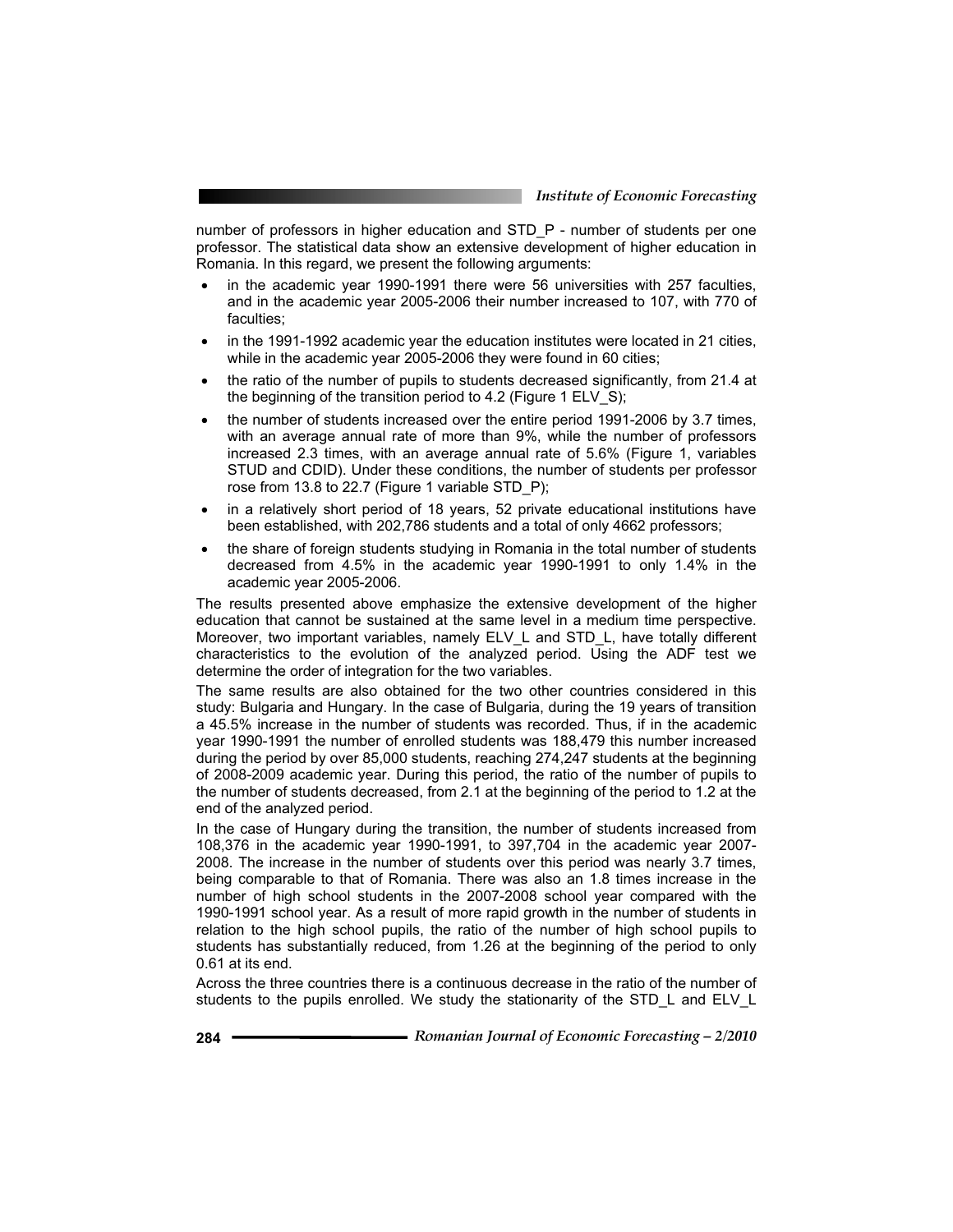number of professors in higher education and STD_P - number of students per one professor. The statistical data show an extensive development of higher education in Romania. In this regard, we present the following arguments:

- in the academic year 1990-1991 there were 56 universities with 257 faculties, and in the academic year 2005-2006 their number increased to 107, with 770 of faculties;
- in the 1991-1992 academic year the education institutes were located in 21 cities, while in the academic year 2005-2006 they were found in 60 cities;
- the ratio of the number of pupils to students decreased significantly, from 21.4 at the beginning of the transition period to 4.2 (Figure 1 ELV_S);
- the number of students increased over the entire period 1991-2006 by 3.7 times, with an average annual rate of more than 9%, while the number of professors increased 2.3 times, with an average annual rate of 5.6% (Figure 1, variables STUD and CDID). Under these conditions, the number of students per professor rose from 13.8 to 22.7 (Figure 1 variable STD_P);
- in a relatively short period of 18 years, 52 private educational institutions have been established, with 202,786 students and a total of only 4662 professors;
- the share of foreign students studying in Romania in the total number of students decreased from 4.5% in the academic year 1990-1991 to only 1.4% in the academic year 2005-2006.

The results presented above emphasize the extensive development of the higher education that cannot be sustained at the same level in a medium time perspective. Moreover, two important variables, namely ELV_L and STD_L, have totally different characteristics to the evolution of the analyzed period. Using the ADF test we determine the order of integration for the two variables.

The same results are also obtained for the two other countries considered in this study: Bulgaria and Hungary. In the case of Bulgaria, during the 19 years of transition a 45.5% increase in the number of students was recorded. Thus, if in the academic year 1990-1991 the number of enrolled students was 188,479 this number increased during the period by over 85,000 students, reaching 274,247 students at the beginning of 2008-2009 academic year. During this period, the ratio of the number of pupils to the number of students decreased, from 2.1 at the beginning of the period to 1.2 at the end of the analyzed period.

In the case of Hungary during the transition, the number of students increased from 108,376 in the academic year 1990-1991, to 397,704 in the academic year 2007-2008. The increase in the number of students over this period was nearly 3.7 times, being comparable to that of Romania. There was also an 1.8 times increase in the number of high school students in the 2007-2008 school year compared with the 1990-1991 school year. As a result of more rapid growth in the number of students in relation to the high school pupils, the ratio of the number of high school pupils to students has substantially reduced, from 1.26 at the beginning of the period to only 0.61 at its end.

Across the three countries there is a continuous decrease in the ratio of the number of students to the pupils enrolled. We study the stationarity of the STD_L and ELV_L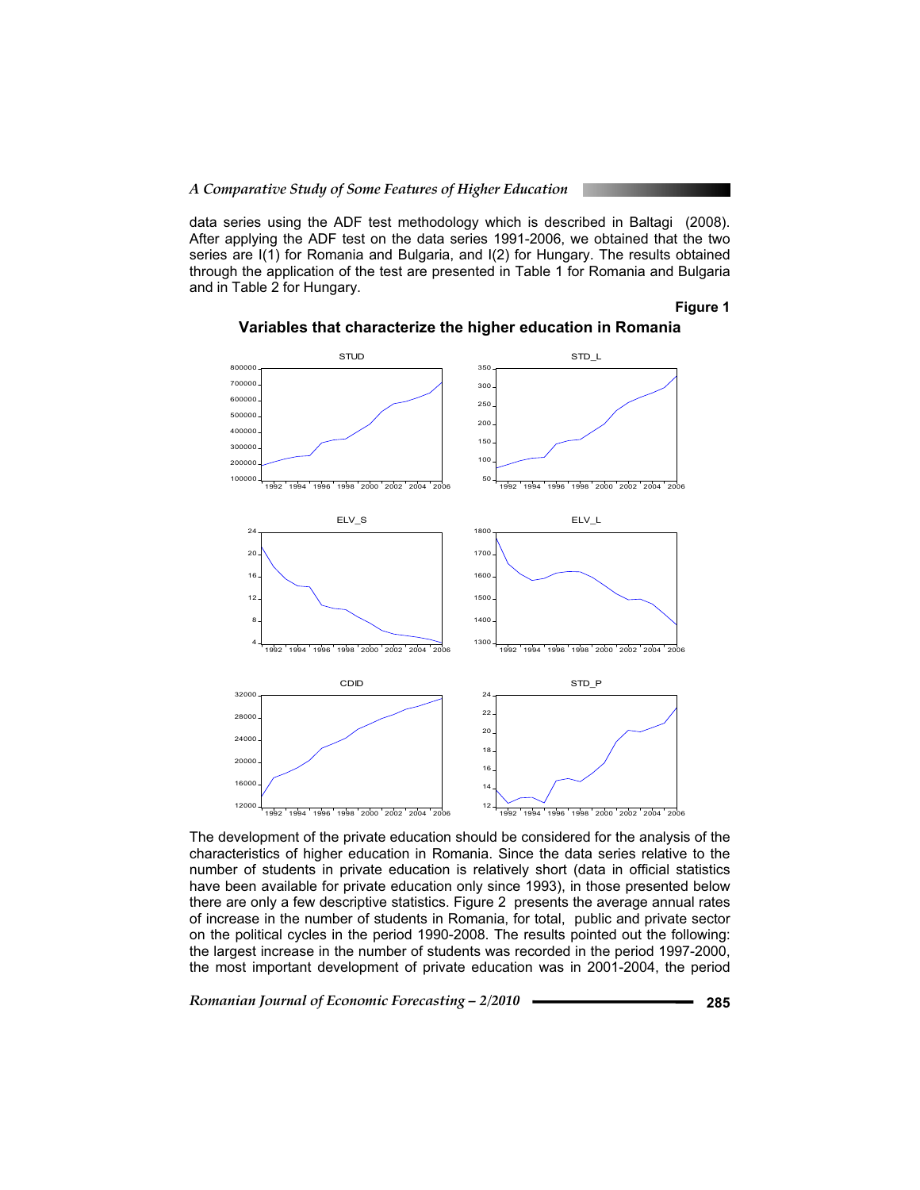data series using the ADF test methodology which is described in Baltagi (2008). After applying the ADF test on the data series 1991-2006, we obtained that the two series are I(1) for Romania and Bulgaria, and I(2) for Hungary. The results obtained through the application of the test are presented in Table 1 for Romania and Bulgaria and in Table 2 for Hungary.

**Figure 1**

**Variables that characterize the higher education in Romania**

The development of the private education should be considered for the analysis of the characteristics of higher education in Romania. Since the data series relative to the number of students in private education is relatively short (data in official statistics have been available for private education only since 1993), in those presented below there are only a few descriptive statistics. Figure 2 presents the average annual rates of increase in the number of students in Romania, for total, public and private sector on the political cycles in the period 1990-2008. The results pointed out the following: the largest increase in the number of students was recorded in the period 1997-2000, the most important development of private education was in 2001-2004, the period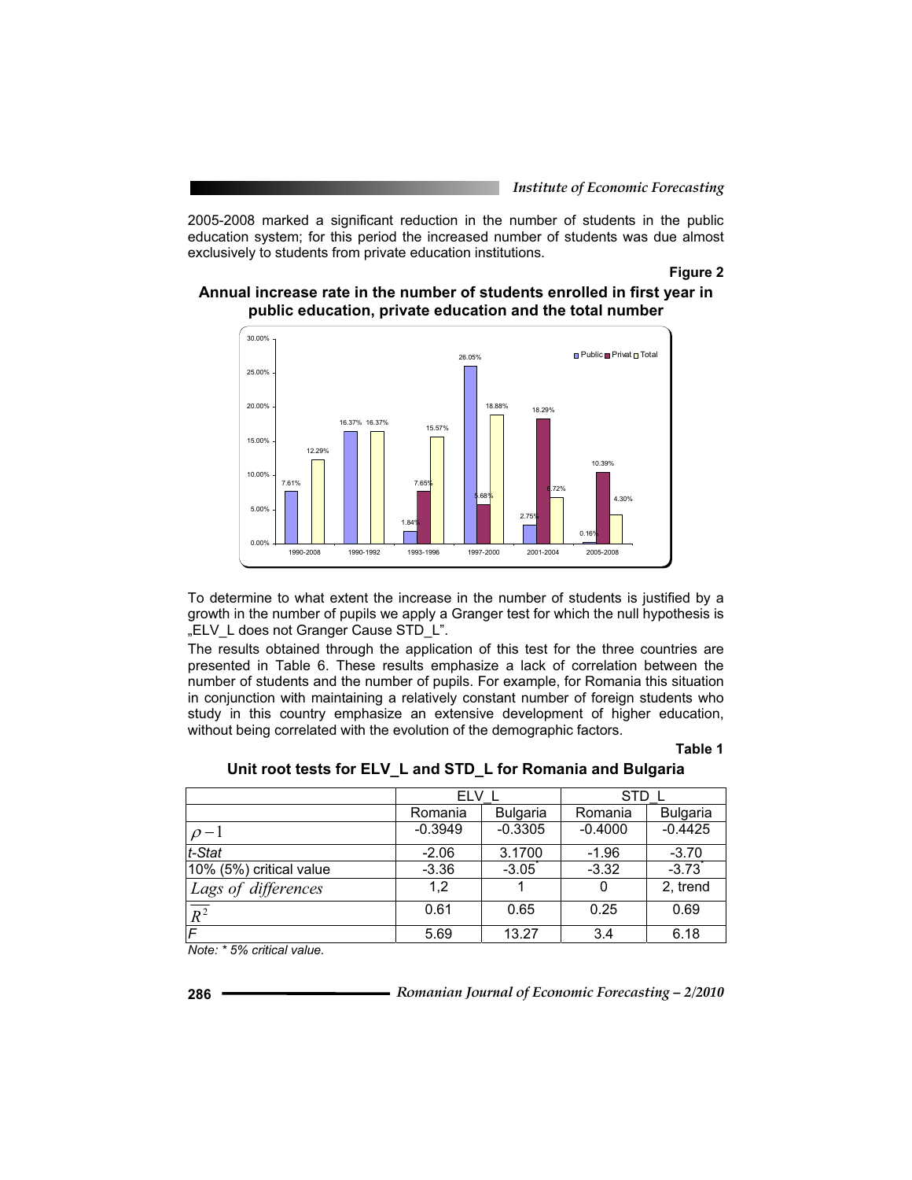2005-2008 marked a significant reduction in the number of students in the public education system; for this period the increased number of students was due almost exclusively to students from private education institutions.

**Figure 2**

**Annual increase rate in the number of students enrolled in first year in public education, private education and the total number**

To determine to what extent the increase in the number of students is justified by a growth in the number of pupils we apply a Granger test for which the null hypothesis is „ELV_L does not Granger Cause STD_L".

The results obtained through the application of this test for the three countries are presented in Table 6. These results emphasize a lack of correlation between the number of students and the number of pupils. For example, for Romania this situation in conjunction with maintaining a relatively constant number of foreign students who study in this country emphasize an extensive development of higher education, without being correlated with the evolution of the demographic factors.

**Table 1**

**Unit root tests for ELV_L and STD_L for Romania and Bulgaria**

| | ELV_L | | STD_L | |
|---|---|---|---|---|
| | Romania | Bulgaria | Romania | Bulgaria |
| $\rho - 1$ | -0.3949 | -0.3305 | -0.4000 | -0.4425 |
| *t-Stat* | -2.06 | 3.1700 | -1.96 | -3.70 |
| 10% (5%) critical value | -3.36 | -3.05* | -3.32 | -3.73* |
| *Lags of differences* | 1,2 | 1 | 0 | 2, trend |
| $\overline{R^2}$ | 0.61 | 0.65 | 0.25 | 0.69 |
| *F* | 5.69 | 13.27 | 3.4 | 6.18 |

*Note: * 5% critical value.*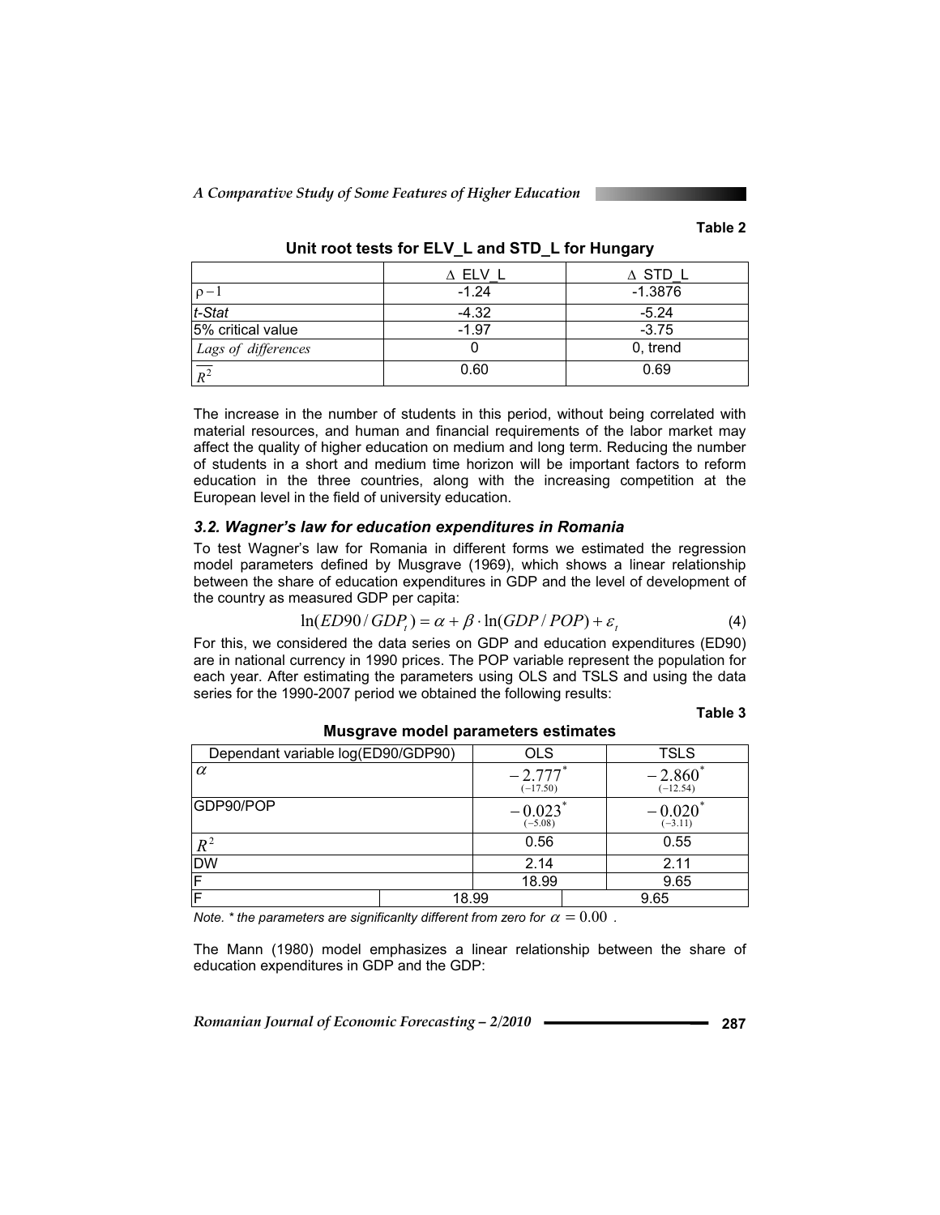**Table 2**

**Unit root tests for ELV_L and STD_L for Hungary**

| | $\Delta$ ELV_L | $\Delta$ STD_L |
|---|---|---|
| $\rho - 1$ | -1.24 | -1.3876 |
| *t-Stat* | -4.32 | -5.24 |
| 5% critical value | -1.97 | -3.75 |
| *Lags of differences* | 0 | 0, trend |
| $\overline{R^2}$ | 0.60 | 0.69 |

The increase in the number of students in this period, without being correlated with material resources, and human and financial requirements of the labor market may affect the quality of higher education on medium and long term. Reducing the number of students in a short and medium time horizon will be important factors to reform education in the three countries, along with the increasing competition at the European level in the field of university education.

### *3.2. Wagner's law for education expenditures in Romania*

To test Wagner's law for Romania in different forms we estimated the regression model parameters defined by Musgrave (1969), which shows a linear relationship between the share of education expenditures in GDP and the level of development of the country as measured GDP per capita:

$$\ln(ED90/GDP_t) = \alpha + \beta \cdot \ln(GDP/POP) + \varepsilon_t \tag{4}$$

For this, we considered the data series on GDP and education expenditures (ED90) are in national currency in 1990 prices. The POP variable represent the population for each year. After estimating the parameters using OLS and TSLS and using the data series for the 1990-2007 period we obtained the following results:

**Table 3**

**Musgrave model parameters estimates**

| Dependant variable log(ED90/GDP90) | OLS | TSLS |
|---|---|---|
| $\alpha$ | $-2.777^{*}$ $(-17.50)$ | $-2.860^{*}$ $(-12.54)$ |
| GDP90/POP | $-0.023^{*}$ $(-5.08)$ | $-0.020^{*}$ $(-3.11)$ |
| $R^2$ | 0.56 | 0.55 |
| DW | 2.14 | 2.11 |
| F | 18.99 | 9.65 |
| F | 18.99 | 9.65 |

*Note. \* the parameters are significanlty different from zero for* $\alpha = 0.00$ .

The Mann (1980) model emphasizes a linear relationship between the share of education expenditures in GDP and the GDP: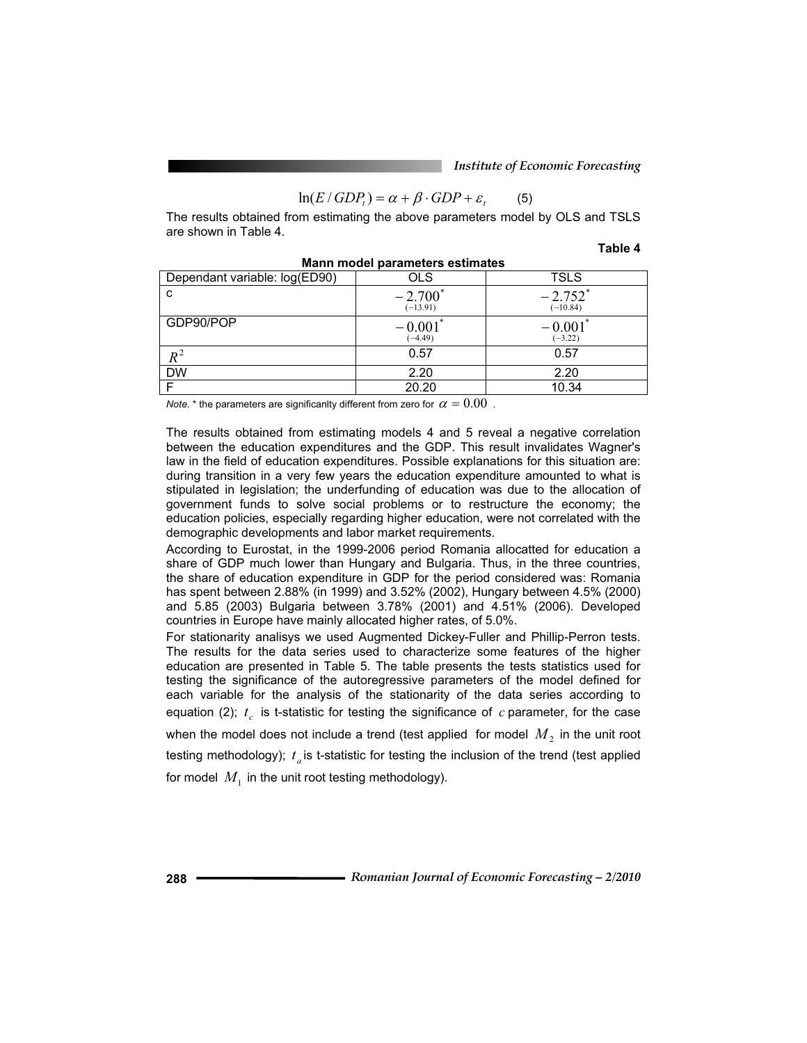$$\ln(E/GDP_t) = \alpha + \beta \cdot GDP + \varepsilon_t \qquad (5)$$

The results obtained from estimating the above parameters model by OLS and TSLS are shown in Table 4.

**Table 4**

**Mann model parameters estimates**

| Dependant variable: log(ED90) | OLS | TSLS |
|---|---|---|
| c | $-2.700^{*}$ $(-13.91)$ | $-2.752^{*}$ $(-10.84)$ |
| GDP90/POP | $-0.001^{*}$ $(-4.49)$ | $-0.001^{*}$ $(-3.22)$ |
| $R^2$ | 0.57 | 0.57 |
| DW | 2.20 | 2.20 |
| F | 20.20 | 10.34 |

*Note*. * the parameters are significanlty different from zero for $\alpha = 0.00$ .

The results obtained from estimating models 4 and 5 reveal a negative correlation between the education expenditures and the GDP. This result invalidates Wagner's law in the field of education expenditures. Possible explanations for this situation are: during transition in a very few years the education expenditure amounted to what is stipulated in legislation; the underfunding of education was due to the allocation of government funds to solve social problems or to restructure the economy; the education policies, especially regarding higher education, were not correlated with the demographic developments and labor market requirements.

According to Eurostat, in the 1999-2006 period Romania allocatted for education a share of GDP much lower than Hungary and Bulgaria. Thus, in the three countries, the share of education expenditure in GDP for the period considered was: Romania has spent between 2.88% (in 1999) and 3.52% (2002), Hungary between 4.5% (2000) and 5.85 (2003) Bulgaria between 3.78% (2001) and 4.51% (2006). Developed countries in Europe have mainly allocated higher rates, of 5.0%.

For stationarity analisys we used Augmented Dickey-Fuller and Phillip-Perron tests. The results for the data series used to characterize some features of the higher education are presented in Table 5. The table presents the tests statistics used for testing the significance of the autoregressive parameters of the model defined for each variable for the analysis of the stationarity of the data series according to equation (2); $t_c$ is t-statistic for testing the significance of $c$ parameter, for the case when the model does not include a trend (test applied for model $M_2$ in the unit root testing methodology); $t_a$ is t-statistic for testing the inclusion of the trend (test applied for model $M_1$ in the unit root testing methodology).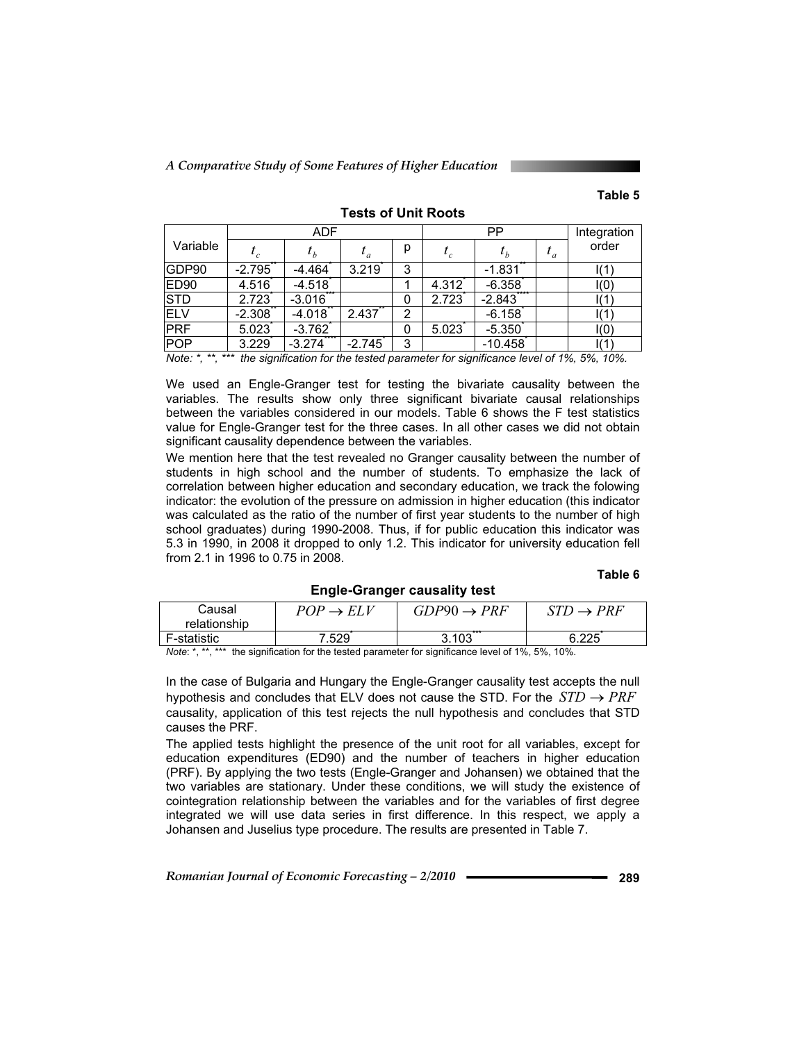**Table 5**

**Tests of Unit Roots**

| Variable | ADF | | | | PP | | | Integration order |
|---|---|---|---|---|---|---|---|---|
| | $t_c$ | $t_b$ | $t_a$ | p | $t_c$ | $t_b$ | $t_a$ | |
| GDP90 | -2.795** | -4.464* | 3.219* | 3 | | -1.831** | | I(1) |
| ED90 | 4.516* | -4.518* | | 1 | 4.312* | -6.358* | | I(0) |
| STD | 2.723* | -3.016*** | | 0 | 2.723* | -2.843*** | | I(1) |
| ELV | -2.308** | -4.018** | 2.437** | 2 | | -6.158* | | I(1) |
| PRF | 5.023* | -3.762* | | 0 | 5.023* | -5.350* | | I(0) |
| POP | 3.229* | -3.274*** | -2.745* | 3 | | -10.458* | | I(1) |

*Note: \*, \*\*, \*\*\* the signification for the tested parameter for significance level of 1%, 5%, 10%.*

We used an Engle-Granger test for testing the bivariate causality between the variables. The results show only three significant bivariate causal relationships between the variables considered in our models. Table 6 shows the F test statistics value for Engle-Granger test for the three cases. In all other cases we did not obtain significant causality dependence between the variables.

We mention here that the test revealed no Granger causality between the number of students in high school and the number of students. To emphasize the lack of correlation between higher education and secondary education, we track the folowing indicator: the evolution of the pressure on admission in higher education (this indicator was calculated as the ratio of the number of first year students to the number of high school graduates) during 1990-2008. Thus, if for public education this indicator was 5.3 in 1990, in 2008 it dropped to only 1.2. This indicator for university education fell from 2.1 in 1996 to 0.75 in 2008.

**Table 6**

**Engle-Granger causality test**

| Causal relationship | $POP \rightarrow ELV$ | $GDP90 \rightarrow PRF$ | $STD \rightarrow PRF$ |
|---|---|---|---|
| F-statistic | 7.529* | 3.103*** | 6.225* |

*Note*: \*, \*\*, \*\*\* the signification for the tested parameter for significance level of 1%, 5%, 10%.

In the case of Bulgaria and Hungary the Engle-Granger causality test accepts the null hypothesis and concludes that ELV does not cause the STD. For the $STD \rightarrow PRF$ causality, application of this test rejects the null hypothesis and concludes that STD causes the PRF.

The applied tests highlight the presence of the unit root for all variables, except for education expenditures (ED90) and the number of teachers in higher education (PRF). By applying the two tests (Engle-Granger and Johansen) we obtained that the two variables are stationary. Under these conditions, we will study the existence of cointegration relationship between the variables and for the variables of first degree integrated we will use data series in first difference. In this respect, we apply a Johansen and Juselius type procedure. The results are presented in Table 7.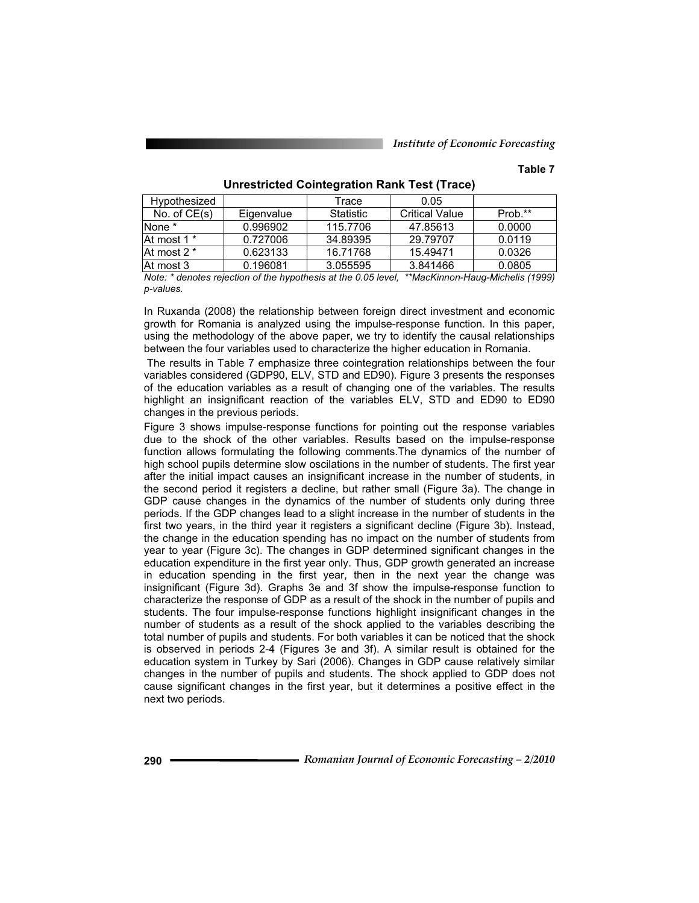Table 7

**Unrestricted Cointegration Rank Test (Trace)**

| Hypothesized No. of CE(s) | Eigenvalue | Trace Statistic | 0.05 Critical Value | Prob.** |
|---|---|---|---|---|
| None * | 0.996902 | 115.7706 | 47.85613 | 0.0000 |
| At most 1 * | 0.727006 | 34.89395 | 29.79707 | 0.0119 |
| At most 2 * | 0.623133 | 16.71768 | 15.49471 | 0.0326 |
| At most 3 | 0.196081 | 3.055595 | 3.841466 | 0.0805 |

*Note: * denotes rejection of the hypothesis at the 0.05 level, **MacKinnon-Haug-Michelis (1999) p-values.*

In Ruxanda (2008) the relationship between foreign direct investment and economic growth for Romania is analyzed using the impulse-response function. In this paper, using the methodology of the above paper, we try to identify the causal relationships between the four variables used to characterize the higher education in Romania.

The results in Table 7 emphasize three cointegration relationships between the four variables considered (GDP90, ELV, STD and ED90). Figure 3 presents the responses of the education variables as a result of changing one of the variables. The results highlight an insignificant reaction of the variables ELV, STD and ED90 to ED90 changes in the previous periods.

Figure 3 shows impulse-response functions for pointing out the response variables due to the shock of the other variables. Results based on the impulse-response function allows formulating the following comments.The dynamics of the number of high school pupils determine slow oscilations in the number of students. The first year after the initial impact causes an insignificant increase in the number of students, in the second period it registers a decline, but rather small (Figure 3a). The change in GDP cause changes in the dynamics of the number of students only during three periods. If the GDP changes lead to a slight increase in the number of students in the first two years, in the third year it registers a significant decline (Figure 3b). Instead, the change in the education spending has no impact on the number of students from year to year (Figure 3c). The changes in GDP determined significant changes in the education expenditure in the first year only. Thus, GDP growth generated an increase in education spending in the first year, then in the next year the change was insignificant (Figure 3d). Graphs 3e and 3f show the impulse-response function to characterize the response of GDP as a result of the shock in the number of pupils and students. The four impulse-response functions highlight insignificant changes in the number of students as a result of the shock applied to the variables describing the total number of pupils and students. For both variables it can be noticed that the shock is observed in periods 2-4 (Figures 3e and 3f). A similar result is obtained for the education system in Turkey by Sari (2006). Changes in GDP cause relatively similar changes in the number of pupils and students. The shock applied to GDP does not cause significant changes in the first year, but it determines a positive effect in the next two periods.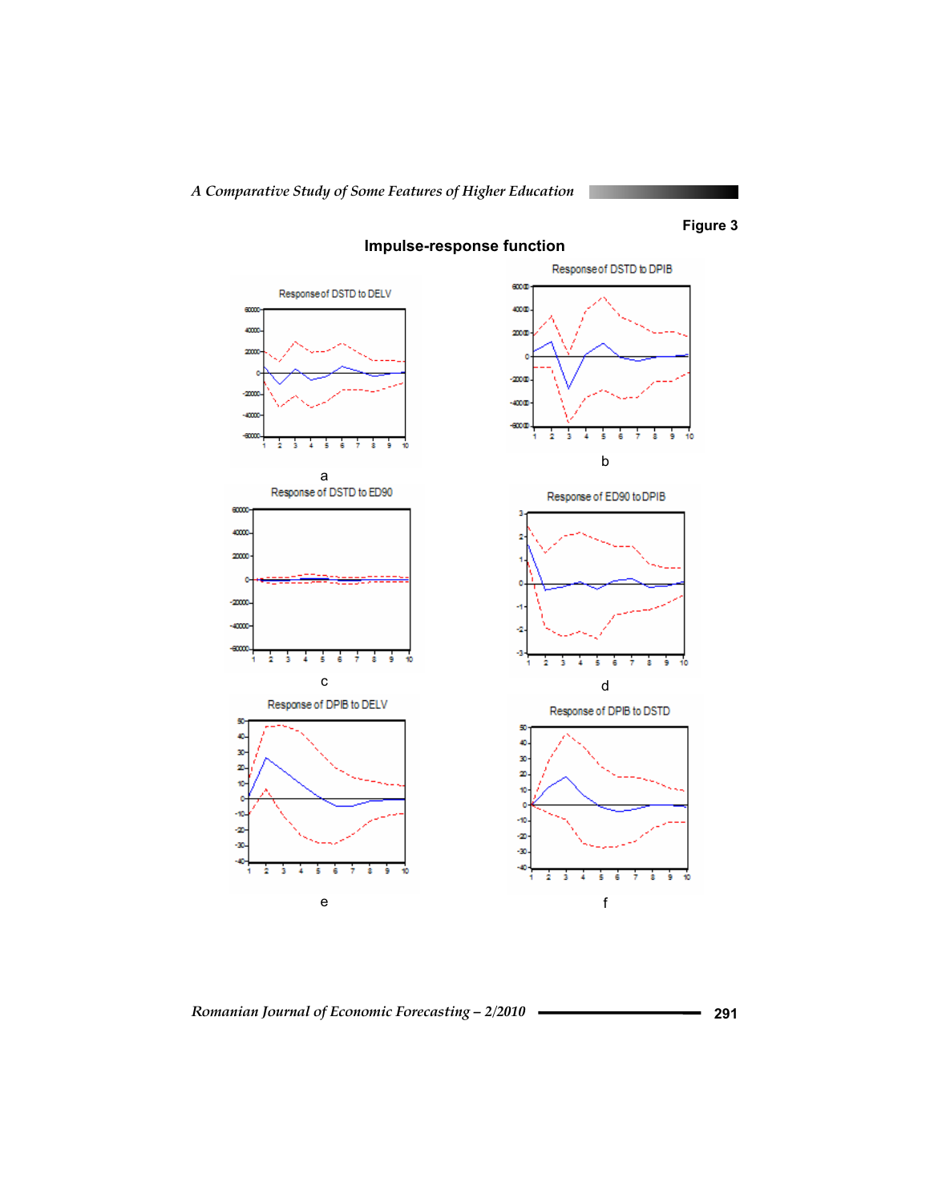Figure 3

**Impulse-response function**

Response of DSTD to DELV

a

Response of DSTD to DPIB

b

Response of DSTD to ED90

c

Response of ED90 to DPIB

d

Response of DPIB to DELV

e

Response of DPIB to DSTD

f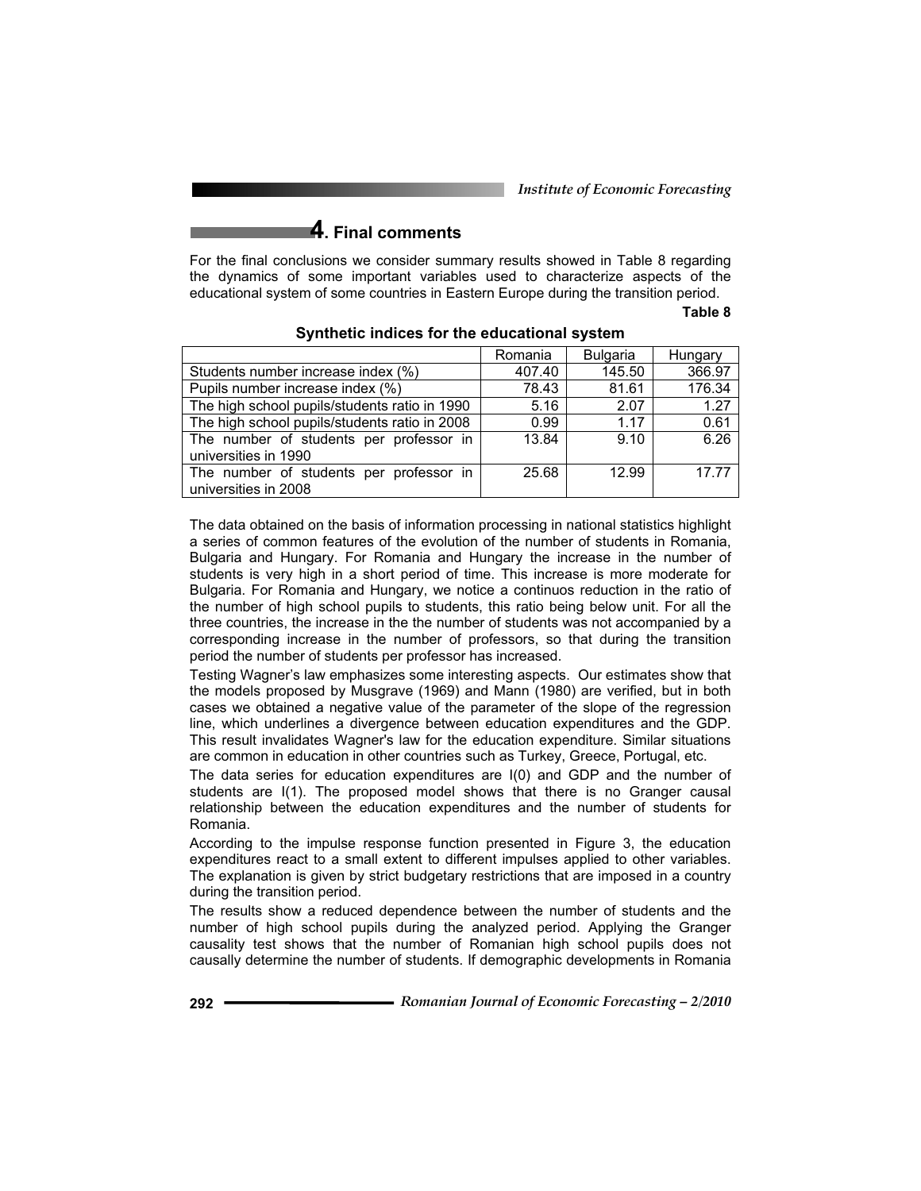## 4. Final comments

For the final conclusions we consider summary results showed in Table 8 regarding the dynamics of some important variables used to characterize aspects of the educational system of some countries in Eastern Europe during the transition period.

**Table 8**

**Synthetic indices for the educational system**

| | Romania | Bulgaria | Hungary |
|---|---|---|---|
| Students number increase index (%) | 407.40 | 145.50 | 366.97 |
| Pupils number increase index (%) | 78.43 | 81.61 | 176.34 |
| The high school pupils/students ratio in 1990 | 5.16 | 2.07 | 1.27 |
| The high school pupils/students ratio in 2008 | 0.99 | 1.17 | 0.61 |
| The number of students per professor in universities in 1990 | 13.84 | 9.10 | 6.26 |
| The number of students per professor in universities in 2008 | 25.68 | 12.99 | 17.77 |

The data obtained on the basis of information processing in national statistics highlight a series of common features of the evolution of the number of students in Romania, Bulgaria and Hungary. For Romania and Hungary the increase in the number of students is very high in a short period of time. This increase is more moderate for Bulgaria. For Romania and Hungary, we notice a continuos reduction in the ratio of the number of high school pupils to students, this ratio being below unit. For all the three countries, the increase in the the number of students was not accompanied by a corresponding increase in the number of professors, so that during the transition period the number of students per professor has increased.

Testing Wagner's law emphasizes some interesting aspects. Our estimates show that the models proposed by Musgrave (1969) and Mann (1980) are verified, but in both cases we obtained a negative value of the parameter of the slope of the regression line, which underlines a divergence between education expenditures and the GDP. This result invalidates Wagner's law for the education expenditure. Similar situations are common in education in other countries such as Turkey, Greece, Portugal, etc.

The data series for education expenditures are I(0) and GDP and the number of students are I(1). The proposed model shows that there is no Granger causal relationship between the education expenditures and the number of students for Romania.

According to the impulse response function presented in Figure 3, the education expenditures react to a small extent to different impulses applied to other variables. The explanation is given by strict budgetary restrictions that are imposed in a country during the transition period.

The results show a reduced dependence between the number of students and the number of high school pupils during the analyzed period. Applying the Granger causality test shows that the number of Romanian high school pupils does not causally determine the number of students. If demographic developments in Romania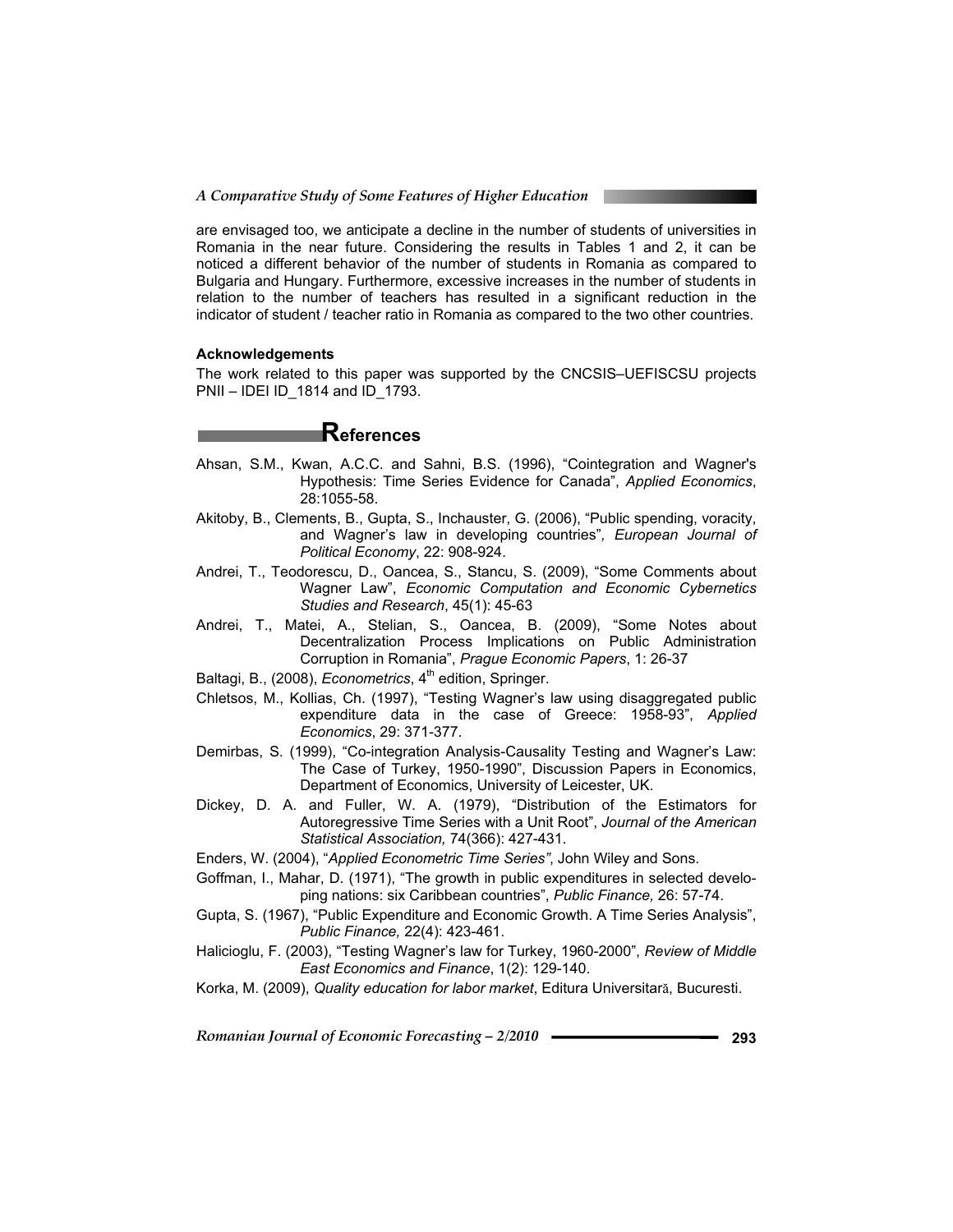are envisaged too, we anticipate a decline in the number of students of universities in Romania in the near future. Considering the results in Tables 1 and 2, it can be noticed a different behavior of the number of students in Romania as compared to Bulgaria and Hungary. Furthermore, excessive increases in the number of students in relation to the number of teachers has resulted in a significant reduction in the indicator of student / teacher ratio in Romania as compared to the two other countries.

**Acknowledgements**

The work related to this paper was supported by the CNCSIS–UEFISCSU projects PNII – IDEI ID_1814 and ID_1793.

## References

Ahsan, S.M., Kwan, A.C.C. and Sahni, B.S. (1996), "Cointegration and Wagner's Hypothesis: Time Series Evidence for Canada", *Applied Economics*, 28:1055-58.

Akitoby, B., Clements, B., Gupta, S., Inchauster, G. (2006), "Public spending, voracity, and Wagner's law in developing countries", *European Journal of Political Economy*, 22: 908-924.

Andrei, T., Teodorescu, D., Oancea, S., Stancu, S. (2009), "Some Comments about Wagner Law", *Economic Computation and Economic Cybernetics Studies and Research*, 45(1): 45-63

Andrei, T., Matei, A., Stelian, S., Oancea, B. (2009), "Some Notes about Decentralization Process Implications on Public Administration Corruption in Romania", *Prague Economic Papers*, 1: 26-37

Baltagi, B., (2008), *Econometrics*, 4th edition, Springer.

Chletsos, M., Kollias, Ch. (1997), "Testing Wagner's law using disaggregated public expenditure data in the case of Greece: 1958-93", *Applied Economics*, 29: 371-377.

Demirbas, S. (1999), "Co-integration Analysis-Causality Testing and Wagner's Law: The Case of Turkey, 1950-1990", Discussion Papers in Economics, Department of Economics, University of Leicester, UK.

Dickey, D. A. and Fuller, W. A. (1979), "Distribution of the Estimators for Autoregressive Time Series with a Unit Root", *Journal of the American Statistical Association,* 74(366): 427-431.

Enders, W. (2004), "*Applied Econometric Time Series*", John Wiley and Sons.

Goffman, I., Mahar, D. (1971), "The growth in public expenditures in selected developing nations: six Caribbean countries", *Public Finance,* 26: 57-74.

Gupta, S. (1967), "Public Expenditure and Economic Growth. A Time Series Analysis", *Public Finance,* 22(4): 423-461.

Halicioglu, F. (2003), "Testing Wagner's law for Turkey, 1960-2000", *Review of Middle East Economics and Finance*, 1(2): 129-140.

Korka, M. (2009), *Quality education for labor market*, Editura Universitară, Bucuresti.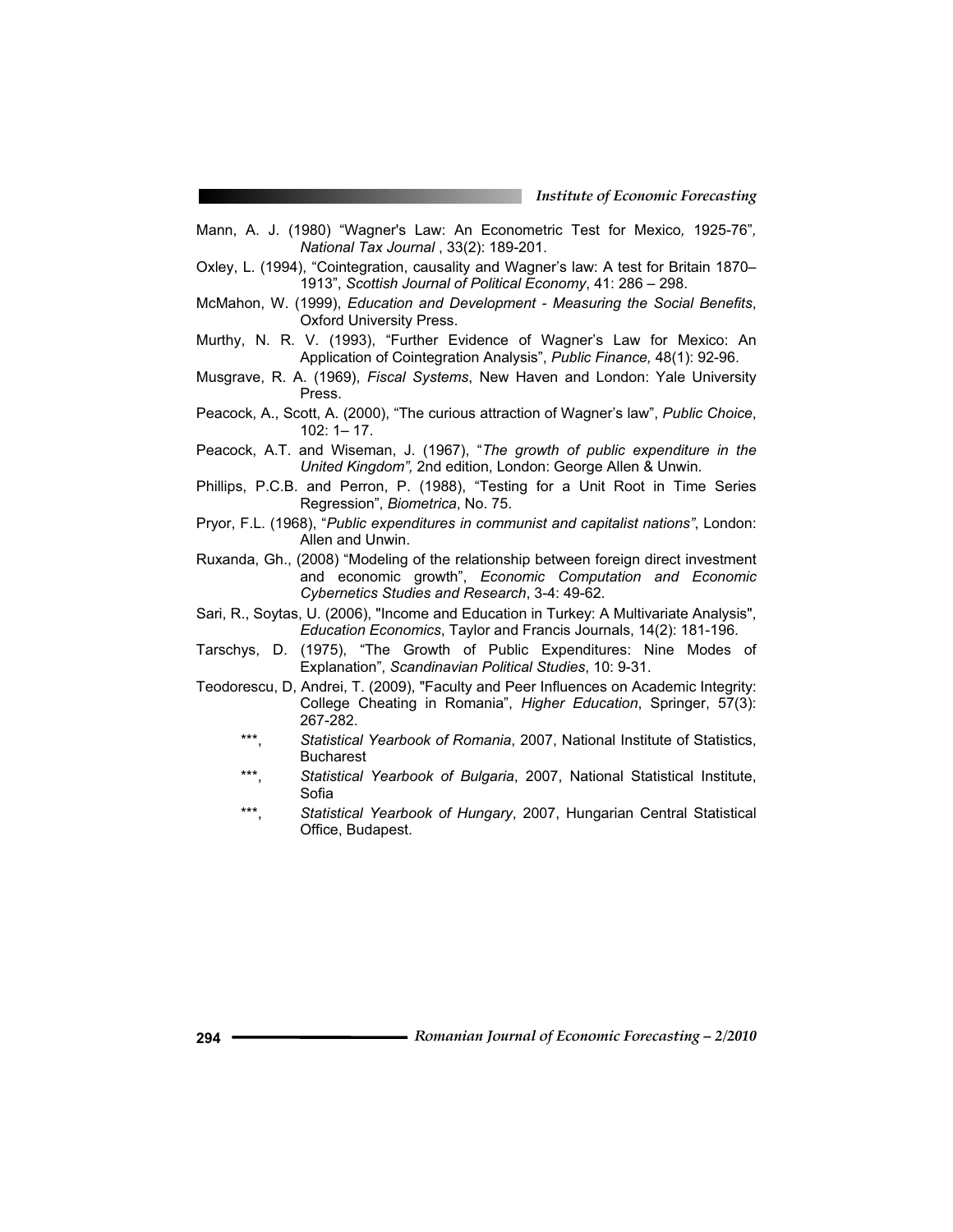Mann, A. J. (1980) "Wagner's Law: An Econometric Test for Mexico*, 1925-76*", *National Tax Journal* , 33(2): 189-201.

Oxley, L. (1994), "Cointegration, causality and Wagner's law: A test for Britain 1870–1913", *Scottish Journal of Political Economy*, 41: 286 – 298.

McMahon, W. (1999), *Education and Development - Measuring the Social Benefits*, Oxford University Press.

Murthy, N. R. V. (1993), "Further Evidence of Wagner's Law for Mexico: An Application of Cointegration Analysis", *Public Finance,* 48(1): 92-96.

Musgrave, R. A. (1969), *Fiscal Systems*, New Haven and London: Yale University Press.

Peacock, A., Scott, A. (2000), "The curious attraction of Wagner's law", *Public Choice*, 102: 1– 17.

Peacock, A.T. and Wiseman, J. (1967), "*The growth of public expenditure in the United Kingdom",* 2nd edition, London: George Allen & Unwin.

Phillips, P.C.B. and Perron, P. (1988), "Testing for a Unit Root in Time Series Regression", *Biometrica*, No. 75.

Pryor, F.L. (1968), "*Public expenditures in communist and capitalist nations"*, London: Allen and Unwin.

Ruxanda, Gh., (2008) "Modeling of the relationship between foreign direct investment and economic growth", *Economic Computation and Economic Cybernetics Studies and Research*, 3-4: 49-62.

Sari, R., Soytas, U. (2006), "Income and Education in Turkey: A Multivariate Analysis", *Education Economics*, Taylor and Francis Journals, 14(2): 181-196.

Tarschys, D. (1975), "The Growth of Public Expenditures: Nine Modes of Explanation", *Scandinavian Political Studies*, 10: 9-31.

Teodorescu, D, Andrei, T. (2009), "Faculty and Peer Influences on Academic Integrity: College Cheating in Romania", *Higher Education*, Springer, 57(3): 267-282.

***, *Statistical Yearbook of Romania*, 2007, National Institute of Statistics, Bucharest

***, *Statistical Yearbook of Bulgaria*, 2007, National Statistical Institute, Sofia

***, *Statistical Yearbook of Hungary*, 2007, Hungarian Central Statistical Office, Budapest.